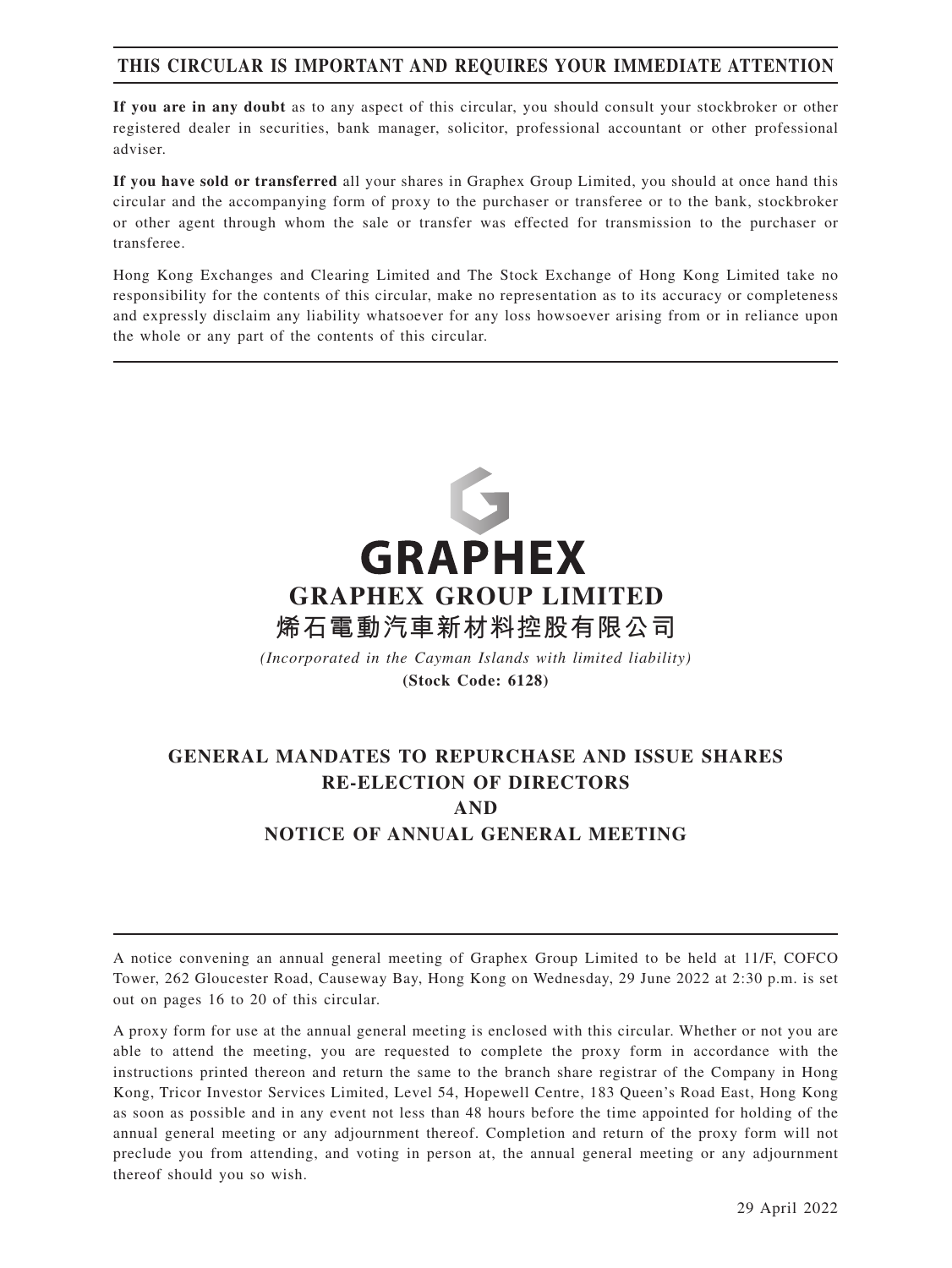**THIS CIRCULAR IS IMPORTANT AND REQUIRES YOUR IMMEDIATE ATTENTION**

**If you are in any doubt** as to any aspect of this circular, you should consult your stockbroker or other registered dealer in securities, bank manager, solicitor, professional accountant or other professional adviser.

**If you have sold or transferred** all your shares in Graphex Group Limited, you should at once hand this circular and the accompanying form of proxy to the purchaser or transferee or to the bank, stockbroker or other agent through whom the sale or transfer was effected for transmission to the purchaser or transferee.

Hong Kong Exchanges and Clearing Limited and The Stock Exchange of Hong Kong Limited take no responsibility for the contents of this circular, make no representation as to its accuracy or completeness and expressly disclaim any liability whatsoever for any loss howsoever arising from or in reliance upon the whole or any part of the contents of this circular.

**GRAPHEX**

# GRAPHEX GROUP LIMITED

# 烯石電動汽車新材料控股有限公司

*(Incorporated in the Cayman Islands with limited liability)*

**(Stock Code: 6128)**

## GENERAL MANDATES TO REPURCHASE AND ISSUE SHARES RE-ELECTION OF DIRECTORS AND NOTICE OF ANNUAL GENERAL MEETING

A notice convening an annual general meeting of Graphex Group Limited to be held at 11/F, COFCO Tower, 262 Gloucester Road, Causeway Bay, Hong Kong on Wednesday, 29 June 2022 at 2:30 p.m. is set out on pages 16 to 20 of this circular.

A proxy form for use at the annual general meeting is enclosed with this circular. Whether or not you are able to attend the meeting, you are requested to complete the proxy form in accordance with the instructions printed thereon and return the same to the branch share registrar of the Company in Hong Kong, Tricor Investor Services Limited, Level 54, Hopewell Centre, 183 Queen's Road East, Hong Kong as soon as possible and in any event not less than 48 hours before the time appointed for holding of the annual general meeting or any adjournment thereof. Completion and return of the proxy form will not preclude you from attending, and voting in person at, the annual general meeting or any adjournment thereof should you so wish.

29 April 2022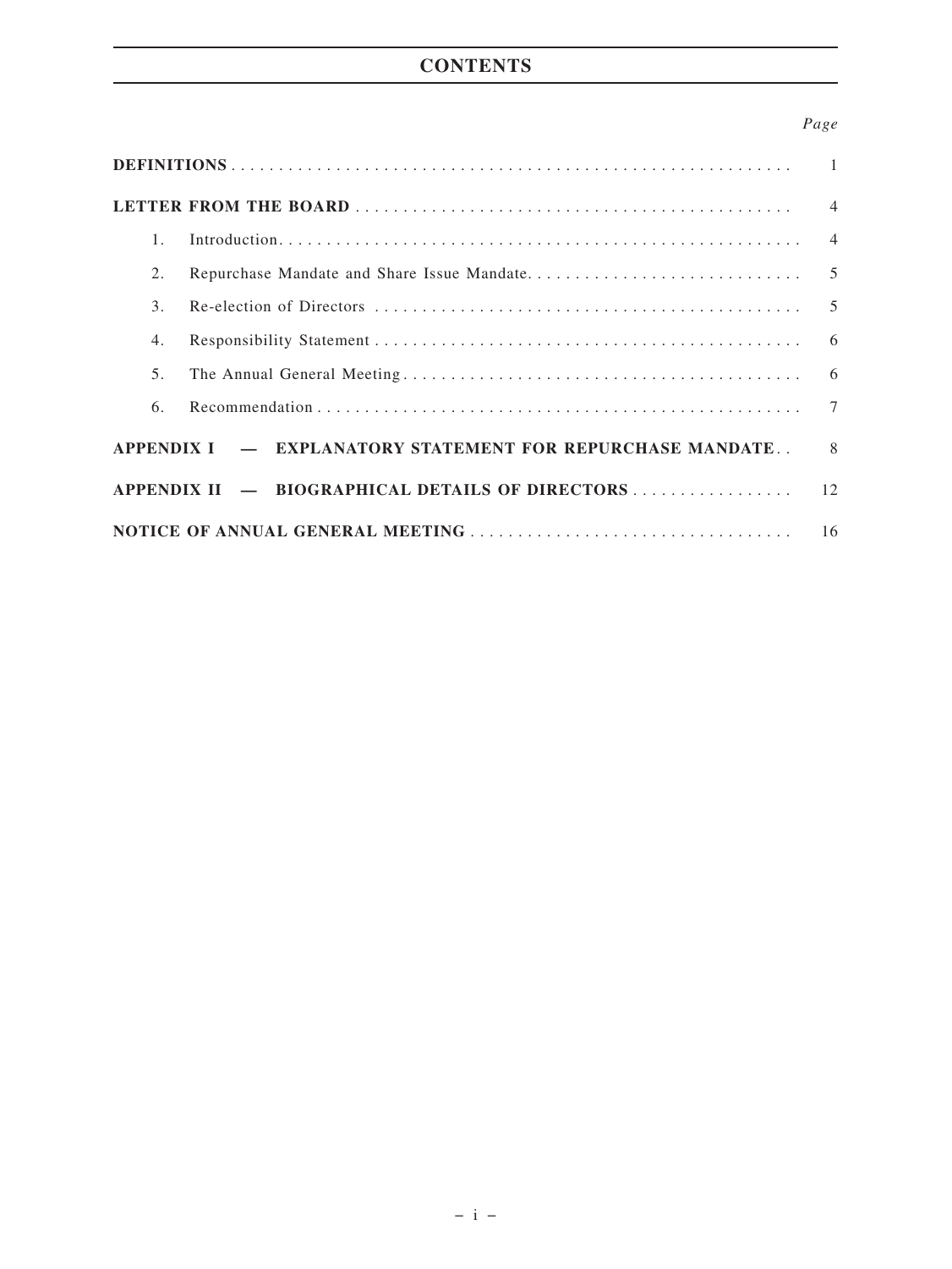# CONTENTS

| | *Page* |
|---|---|
| **DEFINITIONS** | 1 |
| **LETTER FROM THE BOARD** | 4 |
| 1. Introduction | 4 |
| 2. Repurchase Mandate and Share Issue Mandate | 5 |
| 3. Re-election of Directors | 5 |
| 4. Responsibility Statement | 6 |
| 5. The Annual General Meeting | 6 |
| 6. Recommendation | 7 |
| **APPENDIX I — EXPLANATORY STATEMENT FOR REPURCHASE MANDATE** | 8 |
| **APPENDIX II — BIOGRAPHICAL DETAILS OF DIRECTORS** | 12 |
| **NOTICE OF ANNUAL GENERAL MEETING** | 16 |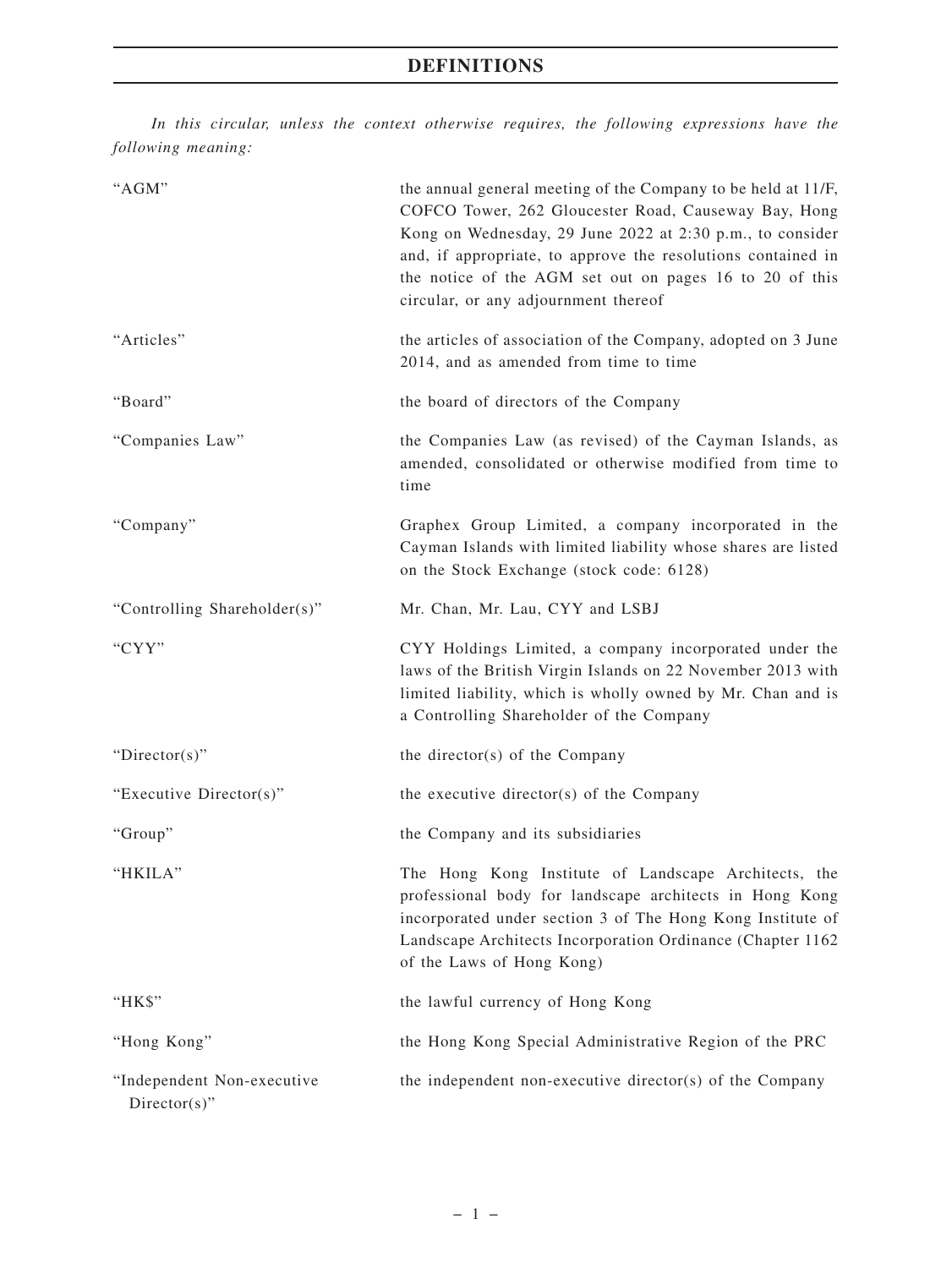# DEFINITIONS

*In this circular, unless the context otherwise requires, the following expressions have the following meaning:*

| | |
|---|---|
| "AGM" | the annual general meeting of the Company to be held at 11/F, COFCO Tower, 262 Gloucester Road, Causeway Bay, Hong Kong on Wednesday, 29 June 2022 at 2:30 p.m., to consider and, if appropriate, to approve the resolutions contained in the notice of the AGM set out on pages 16 to 20 of this circular, or any adjournment thereof |
| "Articles" | the articles of association of the Company, adopted on 3 June 2014, and as amended from time to time |
| "Board" | the board of directors of the Company |
| "Companies Law" | the Companies Law (as revised) of the Cayman Islands, as amended, consolidated or otherwise modified from time to time |
| "Company" | Graphex Group Limited, a company incorporated in the Cayman Islands with limited liability whose shares are listed on the Stock Exchange (stock code: 6128) |
| "Controlling Shareholder(s)" | Mr. Chan, Mr. Lau, CYY and LSBJ |
| "CYY" | CYY Holdings Limited, a company incorporated under the laws of the British Virgin Islands on 22 November 2013 with limited liability, which is wholly owned by Mr. Chan and is a Controlling Shareholder of the Company |
| "Director(s)" | the director(s) of the Company |
| "Executive Director(s)" | the executive director(s) of the Company |
| "Group" | the Company and its subsidiaries |
| "HKILA" | The Hong Kong Institute of Landscape Architects, the professional body for landscape architects in Hong Kong incorporated under section 3 of The Hong Kong Institute of Landscape Architects Incorporation Ordinance (Chapter 1162 of the Laws of Hong Kong) |
| "HK$" | the lawful currency of Hong Kong |
| "Hong Kong" | the Hong Kong Special Administrative Region of the PRC |
| "Independent Non-executive Director(s)" | the independent non-executive director(s) of the Company |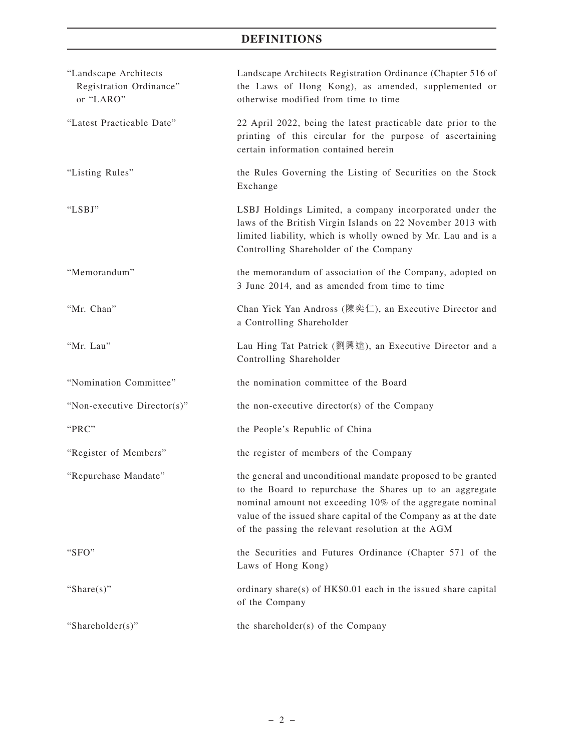# DEFINITIONS

| | |
|---|---|
| "Landscape Architects Registration Ordinance" or "LARO" | Landscape Architects Registration Ordinance (Chapter 516 of the Laws of Hong Kong), as amended, supplemented or otherwise modified from time to time |
| "Latest Practicable Date" | 22 April 2022, being the latest practicable date prior to the printing of this circular for the purpose of ascertaining certain information contained herein |
| "Listing Rules" | the Rules Governing the Listing of Securities on the Stock Exchange |
| "LSBJ" | LSBJ Holdings Limited, a company incorporated under the laws of the British Virgin Islands on 22 November 2013 with limited liability, which is wholly owned by Mr. Lau and is a Controlling Shareholder of the Company |
| "Memorandum" | the memorandum of association of the Company, adopted on 3 June 2014, and as amended from time to time |
| "Mr. Chan" | Chan Yick Yan Andross (陳奕仁), an Executive Director and a Controlling Shareholder |
| "Mr. Lau" | Lau Hing Tat Patrick (劉興達), an Executive Director and a Controlling Shareholder |
| "Nomination Committee" | the nomination committee of the Board |
| "Non-executive Director(s)" | the non-executive director(s) of the Company |
| "PRC" | the People's Republic of China |
| "Register of Members" | the register of members of the Company |
| "Repurchase Mandate" | the general and unconditional mandate proposed to be granted to the Board to repurchase the Shares up to an aggregate nominal amount not exceeding 10% of the aggregate nominal value of the issued share capital of the Company as at the date of the passing the relevant resolution at the AGM |
| "SFO" | the Securities and Futures Ordinance (Chapter 571 of the Laws of Hong Kong) |
| "Share(s)" | ordinary share(s) of HK$0.01 each in the issued share capital of the Company |
| "Shareholder(s)" | the shareholder(s) of the Company |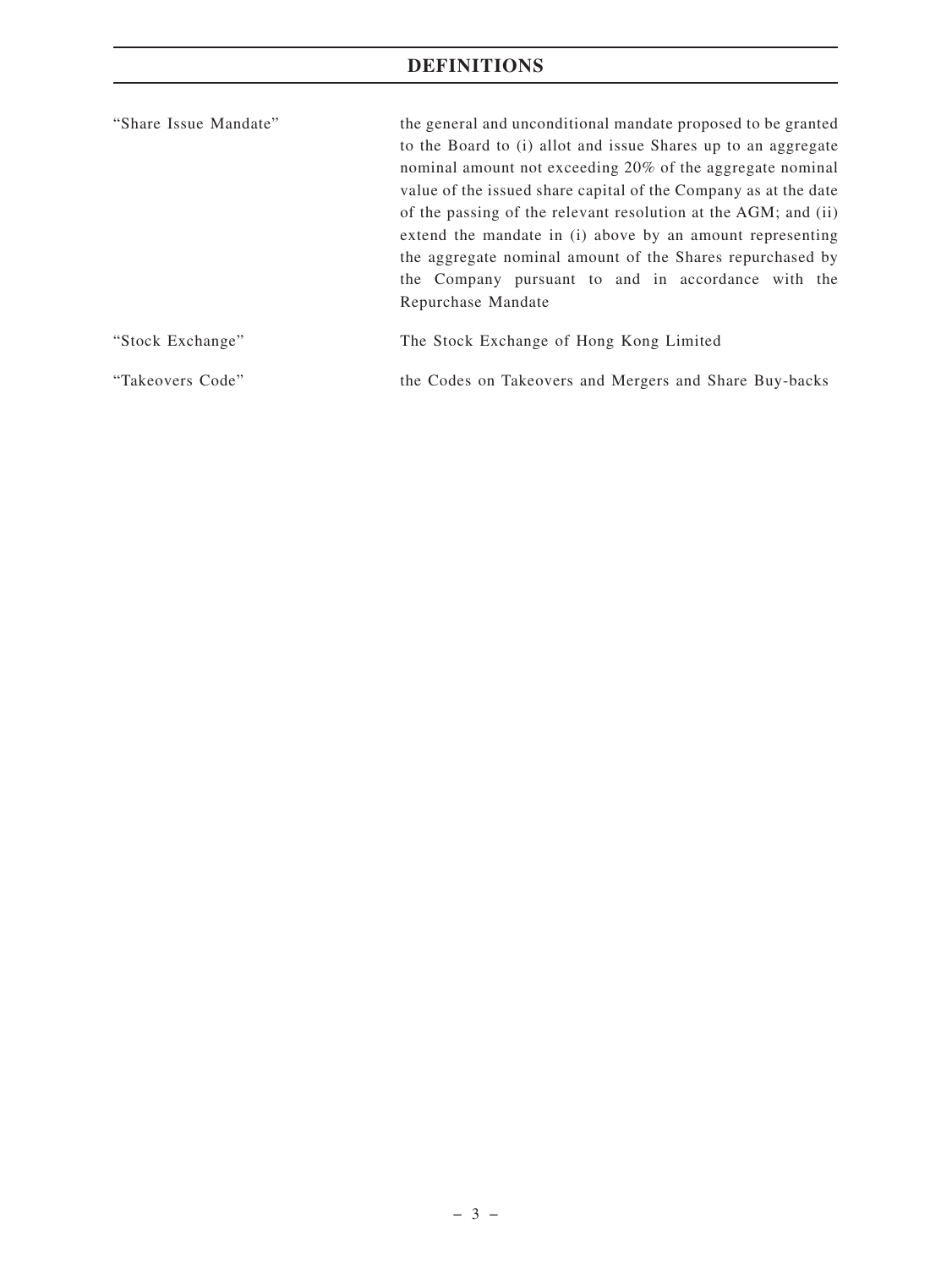# DEFINITIONS

| | |
|---|---|
| "Share Issue Mandate" | the general and unconditional mandate proposed to be granted to the Board to (i) allot and issue Shares up to an aggregate nominal amount not exceeding 20% of the aggregate nominal value of the issued share capital of the Company as at the date of the passing of the relevant resolution at the AGM; and (ii) extend the mandate in (i) above by an amount representing the aggregate nominal amount of the Shares repurchased by the Company pursuant to and in accordance with the Repurchase Mandate |
| "Stock Exchange" | The Stock Exchange of Hong Kong Limited |
| "Takeovers Code" | the Codes on Takeovers and Mergers and Share Buy-backs |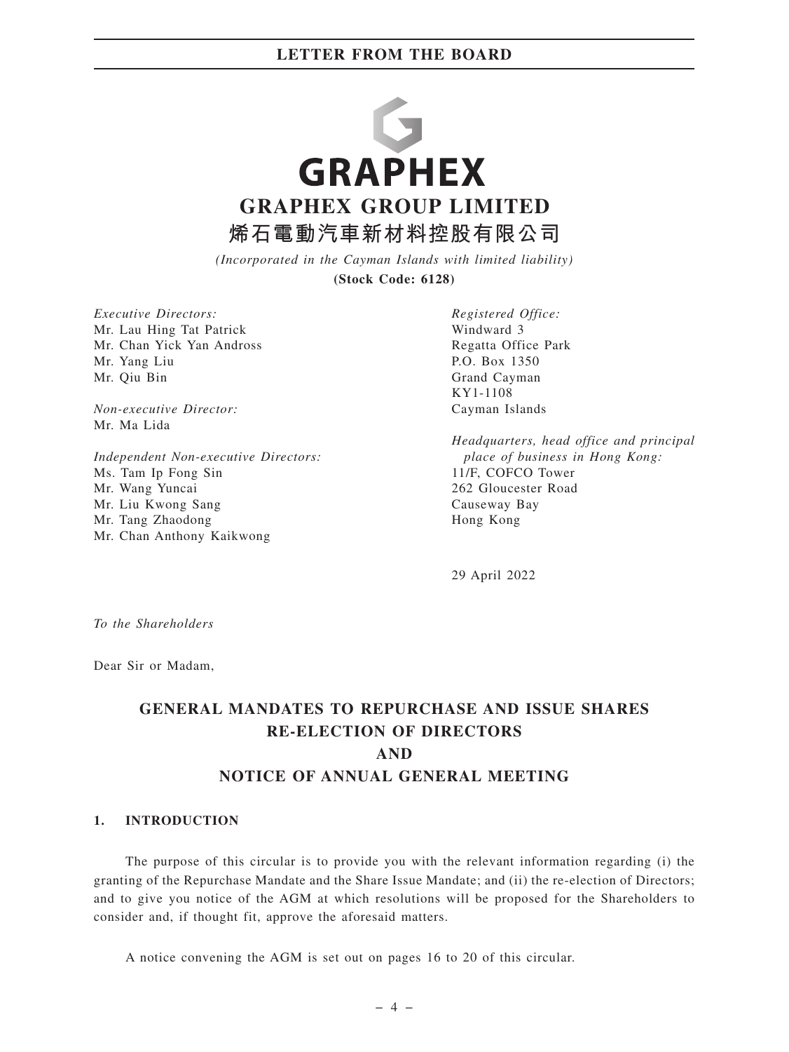**GRAPHEX**

# GRAPHEX GROUP LIMITED

# 烯石電動汽車新材料控股有限公司

*(Incorporated in the Cayman Islands with limited liability)*

**(Stock Code: 6128)**

*Executive Directors:*
Mr. Lau Hing Tat Patrick
Mr. Chan Yick Yan Andross
Mr. Yang Liu
Mr. Qiu Bin

*Non-executive Director:*
Mr. Ma Lida

*Independent Non-executive Directors:*
Ms. Tam Ip Fong Sin
Mr. Wang Yuncai
Mr. Liu Kwong Sang
Mr. Tang Zhaodong
Mr. Chan Anthony Kaikwong

*Registered Office:*
Windward 3
Regatta Office Park
P.O. Box 1350
Grand Cayman
KY1-1108
Cayman Islands

*Headquarters, head office and principal place of business in Hong Kong:*
11/F, COFCO Tower
262 Gloucester Road
Causeway Bay
Hong Kong

29 April 2022

*To the Shareholders*

Dear Sir or Madam,

## GENERAL MANDATES TO REPURCHASE AND ISSUE SHARES RE-ELECTION OF DIRECTORS AND NOTICE OF ANNUAL GENERAL MEETING

### 1. INTRODUCTION

The purpose of this circular is to provide you with the relevant information regarding (i) the granting of the Repurchase Mandate and the Share Issue Mandate; and (ii) the re-election of Directors; and to give you notice of the AGM at which resolutions will be proposed for the Shareholders to consider and, if thought fit, approve the aforesaid matters.

A notice convening the AGM is set out on pages 16 to 20 of this circular.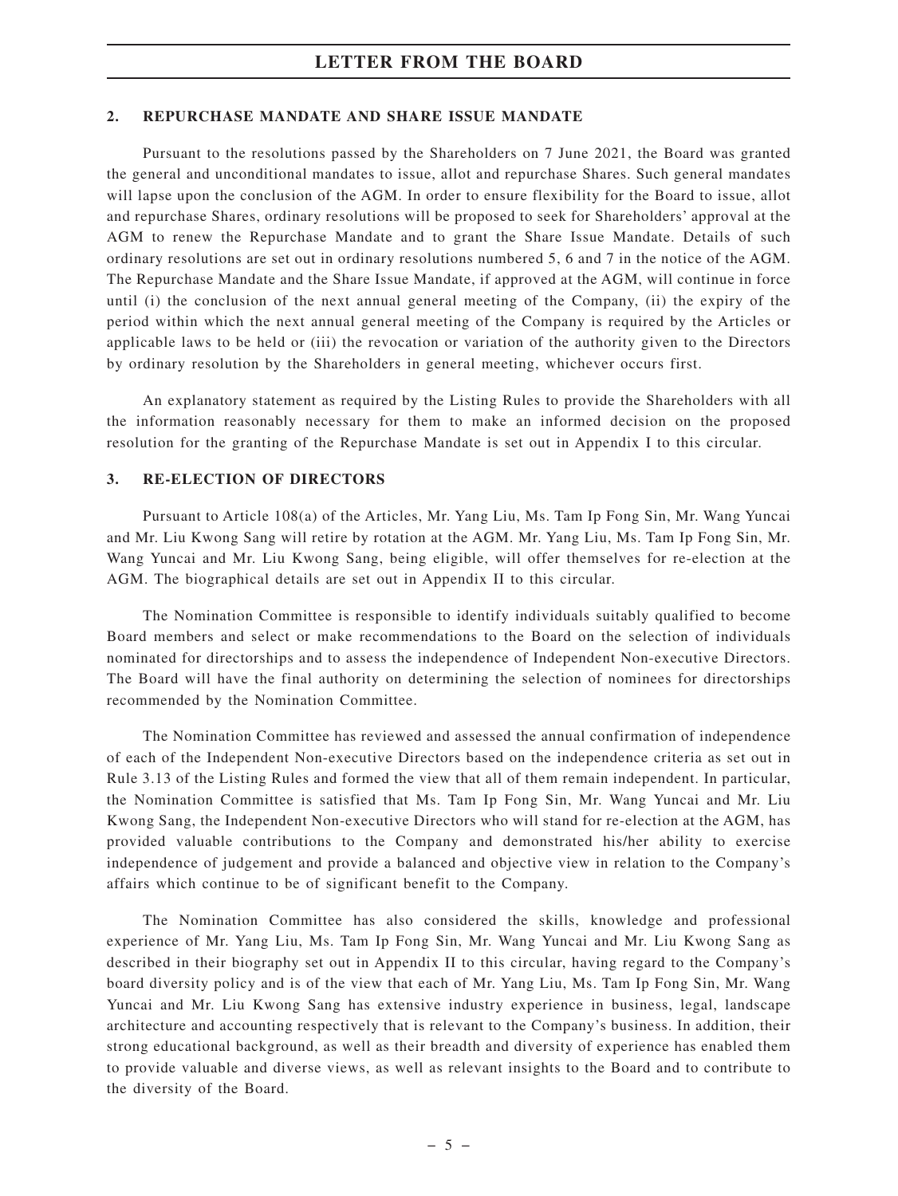## 2. REPURCHASE MANDATE AND SHARE ISSUE MANDATE

Pursuant to the resolutions passed by the Shareholders on 7 June 2021, the Board was granted the general and unconditional mandates to issue, allot and repurchase Shares. Such general mandates will lapse upon the conclusion of the AGM. In order to ensure flexibility for the Board to issue, allot and repurchase Shares, ordinary resolutions will be proposed to seek for Shareholders' approval at the AGM to renew the Repurchase Mandate and to grant the Share Issue Mandate. Details of such ordinary resolutions are set out in ordinary resolutions numbered 5, 6 and 7 in the notice of the AGM. The Repurchase Mandate and the Share Issue Mandate, if approved at the AGM, will continue in force until (i) the conclusion of the next annual general meeting of the Company, (ii) the expiry of the period within which the next annual general meeting of the Company is required by the Articles or applicable laws to be held or (iii) the revocation or variation of the authority given to the Directors by ordinary resolution by the Shareholders in general meeting, whichever occurs first.

An explanatory statement as required by the Listing Rules to provide the Shareholders with all the information reasonably necessary for them to make an informed decision on the proposed resolution for the granting of the Repurchase Mandate is set out in Appendix I to this circular.

## 3. RE-ELECTION OF DIRECTORS

Pursuant to Article 108(a) of the Articles, Mr. Yang Liu, Ms. Tam Ip Fong Sin, Mr. Wang Yuncai and Mr. Liu Kwong Sang will retire by rotation at the AGM. Mr. Yang Liu, Ms. Tam Ip Fong Sin, Mr. Wang Yuncai and Mr. Liu Kwong Sang, being eligible, will offer themselves for re-election at the AGM. The biographical details are set out in Appendix II to this circular.

The Nomination Committee is responsible to identify individuals suitably qualified to become Board members and select or make recommendations to the Board on the selection of individuals nominated for directorships and to assess the independence of Independent Non-executive Directors. The Board will have the final authority on determining the selection of nominees for directorships recommended by the Nomination Committee.

The Nomination Committee has reviewed and assessed the annual confirmation of independence of each of the Independent Non-executive Directors based on the independence criteria as set out in Rule 3.13 of the Listing Rules and formed the view that all of them remain independent. In particular, the Nomination Committee is satisfied that Ms. Tam Ip Fong Sin, Mr. Wang Yuncai and Mr. Liu Kwong Sang, the Independent Non-executive Directors who will stand for re-election at the AGM, has provided valuable contributions to the Company and demonstrated his/her ability to exercise independence of judgement and provide a balanced and objective view in relation to the Company's affairs which continue to be of significant benefit to the Company.

The Nomination Committee has also considered the skills, knowledge and professional experience of Mr. Yang Liu, Ms. Tam Ip Fong Sin, Mr. Wang Yuncai and Mr. Liu Kwong Sang as described in their biography set out in Appendix II to this circular, having regard to the Company's board diversity policy and is of the view that each of Mr. Yang Liu, Ms. Tam Ip Fong Sin, Mr. Wang Yuncai and Mr. Liu Kwong Sang has extensive industry experience in business, legal, landscape architecture and accounting respectively that is relevant to the Company's business. In addition, their strong educational background, as well as their breadth and diversity of experience has enabled them to provide valuable and diverse views, as well as relevant insights to the Board and to contribute to the diversity of the Board.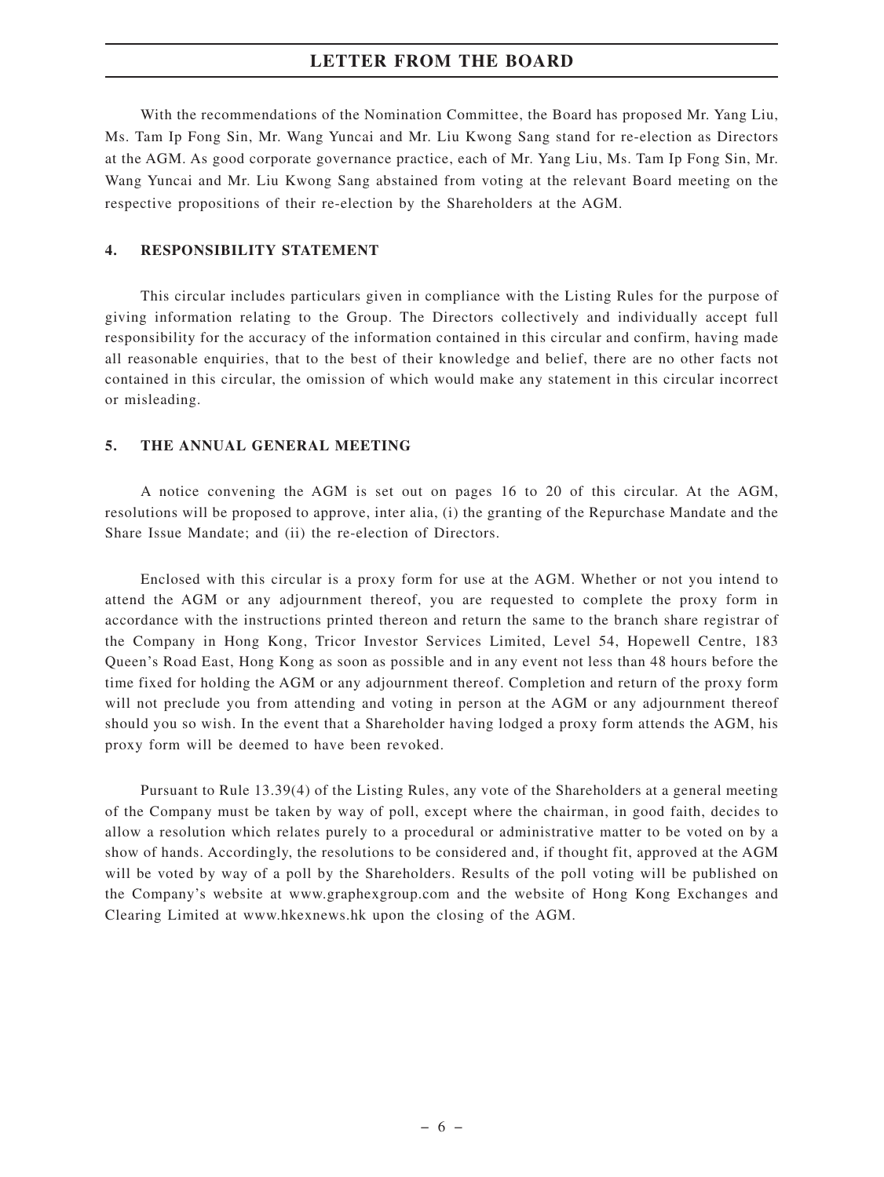With the recommendations of the Nomination Committee, the Board has proposed Mr. Yang Liu, Ms. Tam Ip Fong Sin, Mr. Wang Yuncai and Mr. Liu Kwong Sang stand for re-election as Directors at the AGM. As good corporate governance practice, each of Mr. Yang Liu, Ms. Tam Ip Fong Sin, Mr. Wang Yuncai and Mr. Liu Kwong Sang abstained from voting at the relevant Board meeting on the respective propositions of their re-election by the Shareholders at the AGM.

## 4. RESPONSIBILITY STATEMENT

This circular includes particulars given in compliance with the Listing Rules for the purpose of giving information relating to the Group. The Directors collectively and individually accept full responsibility for the accuracy of the information contained in this circular and confirm, having made all reasonable enquiries, that to the best of their knowledge and belief, there are no other facts not contained in this circular, the omission of which would make any statement in this circular incorrect or misleading.

## 5. THE ANNUAL GENERAL MEETING

A notice convening the AGM is set out on pages 16 to 20 of this circular. At the AGM, resolutions will be proposed to approve, inter alia, (i) the granting of the Repurchase Mandate and the Share Issue Mandate; and (ii) the re-election of Directors.

Enclosed with this circular is a proxy form for use at the AGM. Whether or not you intend to attend the AGM or any adjournment thereof, you are requested to complete the proxy form in accordance with the instructions printed thereon and return the same to the branch share registrar of the Company in Hong Kong, Tricor Investor Services Limited, Level 54, Hopewell Centre, 183 Queen's Road East, Hong Kong as soon as possible and in any event not less than 48 hours before the time fixed for holding the AGM or any adjournment thereof. Completion and return of the proxy form will not preclude you from attending and voting in person at the AGM or any adjournment thereof should you so wish. In the event that a Shareholder having lodged a proxy form attends the AGM, his proxy form will be deemed to have been revoked.

Pursuant to Rule 13.39(4) of the Listing Rules, any vote of the Shareholders at a general meeting of the Company must be taken by way of poll, except where the chairman, in good faith, decides to allow a resolution which relates purely to a procedural or administrative matter to be voted on by a show of hands. Accordingly, the resolutions to be considered and, if thought fit, approved at the AGM will be voted by way of a poll by the Shareholders. Results of the poll voting will be published on the Company's website at www.graphexgroup.com and the website of Hong Kong Exchanges and Clearing Limited at www.hkexnews.hk upon the closing of the AGM.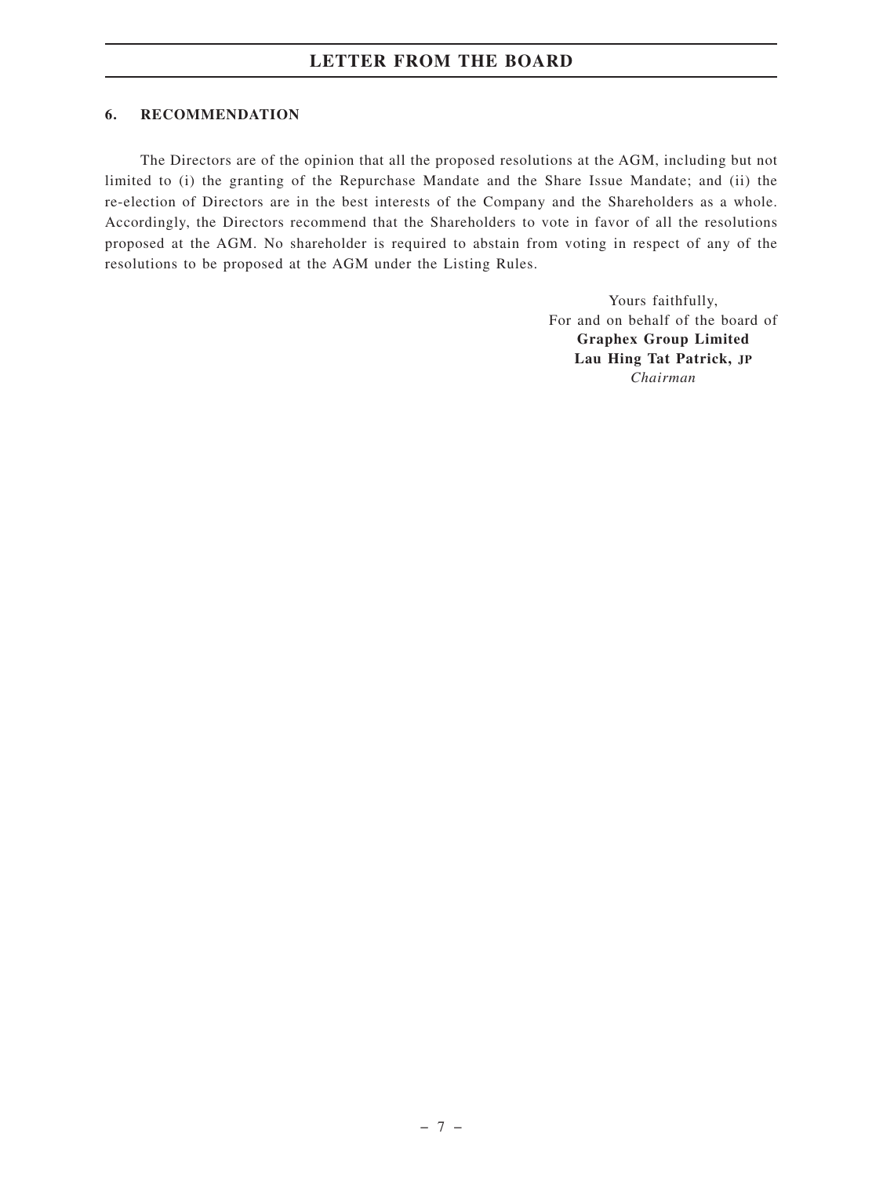## 6. RECOMMENDATION

The Directors are of the opinion that all the proposed resolutions at the AGM, including but not limited to (i) the granting of the Repurchase Mandate and the Share Issue Mandate; and (ii) the re-election of Directors are in the best interests of the Company and the Shareholders as a whole. Accordingly, the Directors recommend that the Shareholders to vote in favor of all the resolutions proposed at the AGM. No shareholder is required to abstain from voting in respect of any of the resolutions to be proposed at the AGM under the Listing Rules.

Yours faithfully,
For and on behalf of the board of
**Graphex Group Limited**
**Lau Hing Tat Patrick, JP**
*Chairman*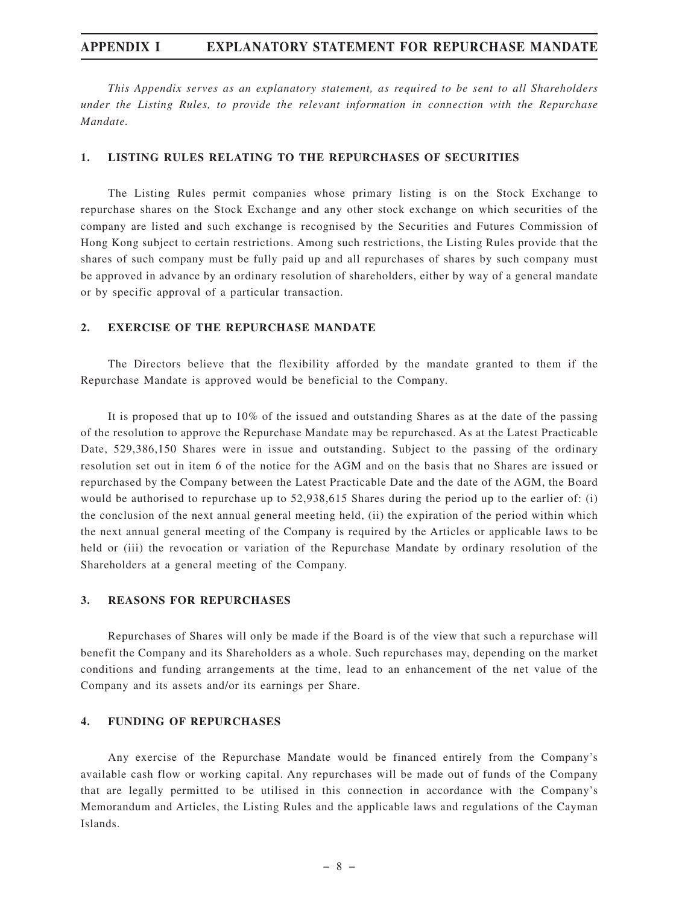## APPENDIX I EXPLANATORY STATEMENT FOR REPURCHASE MANDATE

*This Appendix serves as an explanatory statement, as required to be sent to all Shareholders under the Listing Rules, to provide the relevant information in connection with the Repurchase Mandate.*

### 1. LISTING RULES RELATING TO THE REPURCHASES OF SECURITIES

The Listing Rules permit companies whose primary listing is on the Stock Exchange to repurchase shares on the Stock Exchange and any other stock exchange on which securities of the company are listed and such exchange is recognised by the Securities and Futures Commission of Hong Kong subject to certain restrictions. Among such restrictions, the Listing Rules provide that the shares of such company must be fully paid up and all repurchases of shares by such company must be approved in advance by an ordinary resolution of shareholders, either by way of a general mandate or by specific approval of a particular transaction.

### 2. EXERCISE OF THE REPURCHASE MANDATE

The Directors believe that the flexibility afforded by the mandate granted to them if the Repurchase Mandate is approved would be beneficial to the Company.

It is proposed that up to 10% of the issued and outstanding Shares as at the date of the passing of the resolution to approve the Repurchase Mandate may be repurchased. As at the Latest Practicable Date, 529,386,150 Shares were in issue and outstanding. Subject to the passing of the ordinary resolution set out in item 6 of the notice for the AGM and on the basis that no Shares are issued or repurchased by the Company between the Latest Practicable Date and the date of the AGM, the Board would be authorised to repurchase up to 52,938,615 Shares during the period up to the earlier of: (i) the conclusion of the next annual general meeting held, (ii) the expiration of the period within which the next annual general meeting of the Company is required by the Articles or applicable laws to be held or (iii) the revocation or variation of the Repurchase Mandate by ordinary resolution of the Shareholders at a general meeting of the Company.

### 3. REASONS FOR REPURCHASES

Repurchases of Shares will only be made if the Board is of the view that such a repurchase will benefit the Company and its Shareholders as a whole. Such repurchases may, depending on the market conditions and funding arrangements at the time, lead to an enhancement of the net value of the Company and its assets and/or its earnings per Share.

### 4. FUNDING OF REPURCHASES

Any exercise of the Repurchase Mandate would be financed entirely from the Company's available cash flow or working capital. Any repurchases will be made out of funds of the Company that are legally permitted to be utilised in this connection in accordance with the Company's Memorandum and Articles, the Listing Rules and the applicable laws and regulations of the Cayman Islands.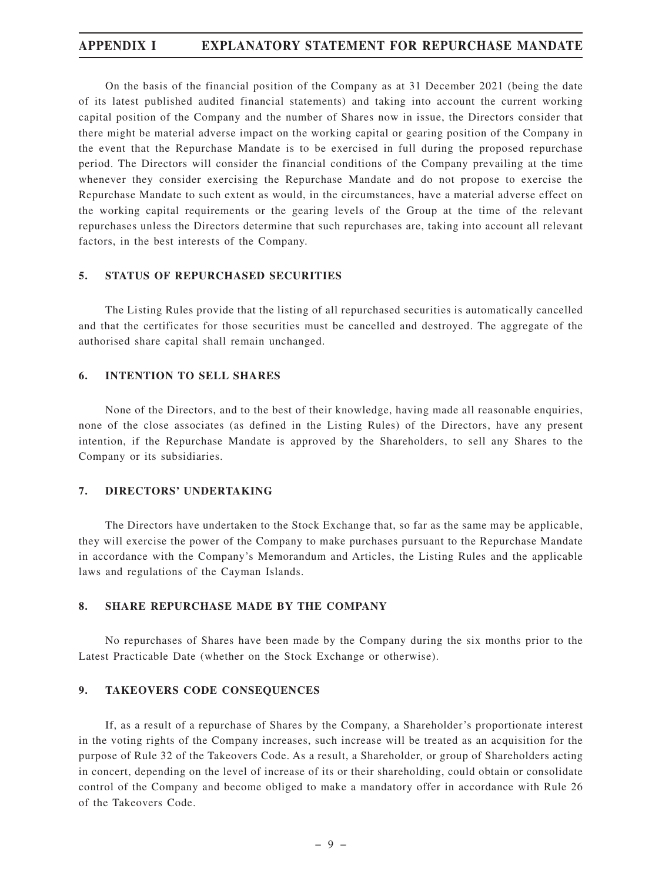On the basis of the financial position of the Company as at 31 December 2021 (being the date of its latest published audited financial statements) and taking into account the current working capital position of the Company and the number of Shares now in issue, the Directors consider that there might be material adverse impact on the working capital or gearing position of the Company in the event that the Repurchase Mandate is to be exercised in full during the proposed repurchase period. The Directors will consider the financial conditions of the Company prevailing at the time whenever they consider exercising the Repurchase Mandate and do not propose to exercise the Repurchase Mandate to such extent as would, in the circumstances, have a material adverse effect on the working capital requirements or the gearing levels of the Group at the time of the relevant repurchases unless the Directors determine that such repurchases are, taking into account all relevant factors, in the best interests of the Company.

## 5. STATUS OF REPURCHASED SECURITIES

The Listing Rules provide that the listing of all repurchased securities is automatically cancelled and that the certificates for those securities must be cancelled and destroyed. The aggregate of the authorised share capital shall remain unchanged.

## 6. INTENTION TO SELL SHARES

None of the Directors, and to the best of their knowledge, having made all reasonable enquiries, none of the close associates (as defined in the Listing Rules) of the Directors, have any present intention, if the Repurchase Mandate is approved by the Shareholders, to sell any Shares to the Company or its subsidiaries.

## 7. DIRECTORS' UNDERTAKING

The Directors have undertaken to the Stock Exchange that, so far as the same may be applicable, they will exercise the power of the Company to make purchases pursuant to the Repurchase Mandate in accordance with the Company's Memorandum and Articles, the Listing Rules and the applicable laws and regulations of the Cayman Islands.

## 8. SHARE REPURCHASE MADE BY THE COMPANY

No repurchases of Shares have been made by the Company during the six months prior to the Latest Practicable Date (whether on the Stock Exchange or otherwise).

## 9. TAKEOVERS CODE CONSEQUENCES

If, as a result of a repurchase of Shares by the Company, a Shareholder's proportionate interest in the voting rights of the Company increases, such increase will be treated as an acquisition for the purpose of Rule 32 of the Takeovers Code. As a result, a Shareholder, or group of Shareholders acting in concert, depending on the level of increase of its or their shareholding, could obtain or consolidate control of the Company and become obliged to make a mandatory offer in accordance with Rule 26 of the Takeovers Code.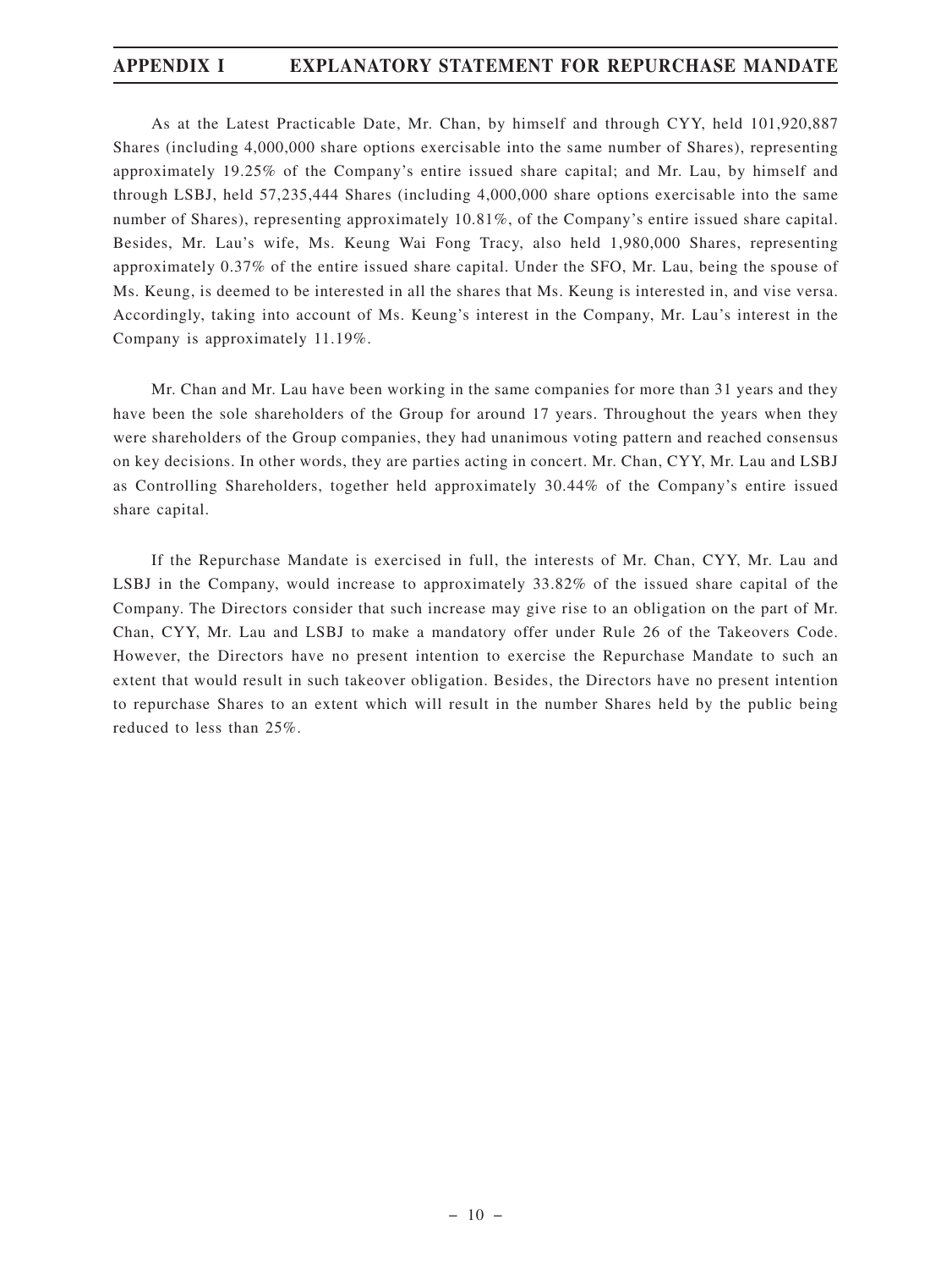As at the Latest Practicable Date, Mr. Chan, by himself and through CYY, held 101,920,887 Shares (including 4,000,000 share options exercisable into the same number of Shares), representing approximately 19.25% of the Company's entire issued share capital; and Mr. Lau, by himself and through LSBJ, held 57,235,444 Shares (including 4,000,000 share options exercisable into the same number of Shares), representing approximately 10.81%, of the Company's entire issued share capital. Besides, Mr. Lau's wife, Ms. Keung Wai Fong Tracy, also held 1,980,000 Shares, representing approximately 0.37% of the entire issued share capital. Under the SFO, Mr. Lau, being the spouse of Ms. Keung, is deemed to be interested in all the shares that Ms. Keung is interested in, and vise versa. Accordingly, taking into account of Ms. Keung's interest in the Company, Mr. Lau's interest in the Company is approximately 11.19%.

Mr. Chan and Mr. Lau have been working in the same companies for more than 31 years and they have been the sole shareholders of the Group for around 17 years. Throughout the years when they were shareholders of the Group companies, they had unanimous voting pattern and reached consensus on key decisions. In other words, they are parties acting in concert. Mr. Chan, CYY, Mr. Lau and LSBJ as Controlling Shareholders, together held approximately 30.44% of the Company's entire issued share capital.

If the Repurchase Mandate is exercised in full, the interests of Mr. Chan, CYY, Mr. Lau and LSBJ in the Company, would increase to approximately 33.82% of the issued share capital of the Company. The Directors consider that such increase may give rise to an obligation on the part of Mr. Chan, CYY, Mr. Lau and LSBJ to make a mandatory offer under Rule 26 of the Takeovers Code. However, the Directors have no present intention to exercise the Repurchase Mandate to such an extent that would result in such takeover obligation. Besides, the Directors have no present intention to repurchase Shares to an extent which will result in the number Shares held by the public being reduced to less than 25%.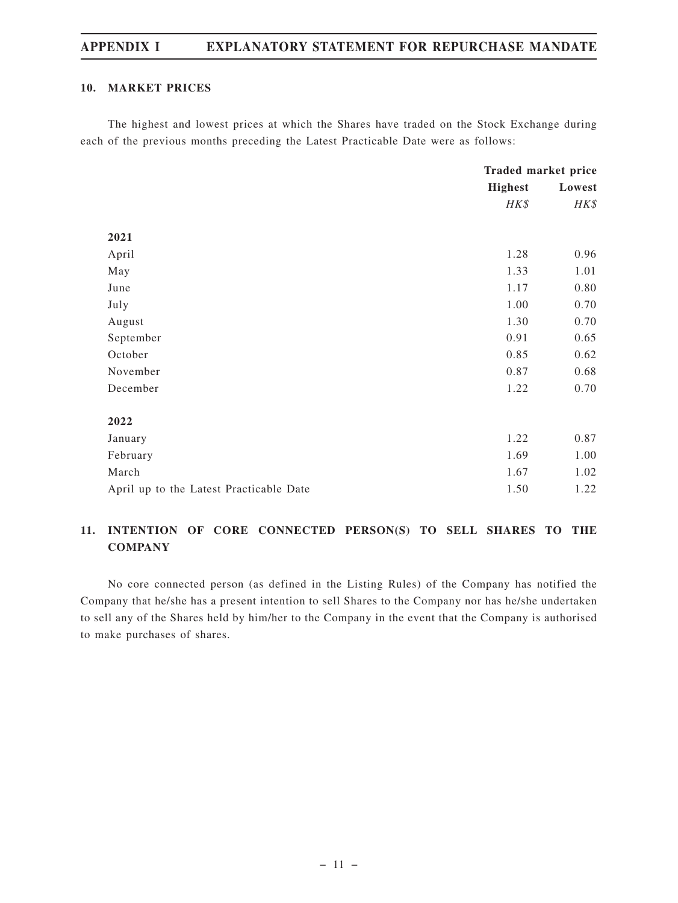## 10. MARKET PRICES

The highest and lowest prices at which the Shares have traded on the Stock Exchange during each of the previous months preceding the Latest Practicable Date were as follows:

| | Traded market price | |
|---|---|---|
| | **Highest** | **Lowest** |
| | *HK$* | *HK$* |
| **2021** | | |
| April | 1.28 | 0.96 |
| May | 1.33 | 1.01 |
| June | 1.17 | 0.80 |
| July | 1.00 | 0.70 |
| August | 1.30 | 0.70 |
| September | 0.91 | 0.65 |
| October | 0.85 | 0.62 |
| November | 0.87 | 0.68 |
| December | 1.22 | 0.70 |
| **2022** | | |
| January | 1.22 | 0.87 |
| February | 1.69 | 1.00 |
| March | 1.67 | 1.02 |
| April up to the Latest Practicable Date | 1.50 | 1.22 |

## 11. INTENTION OF CORE CONNECTED PERSON(S) TO SELL SHARES TO THE COMPANY

No core connected person (as defined in the Listing Rules) of the Company has notified the Company that he/she has a present intention to sell Shares to the Company nor has he/she undertaken to sell any of the Shares held by him/her to the Company in the event that the Company is authorised to make purchases of shares.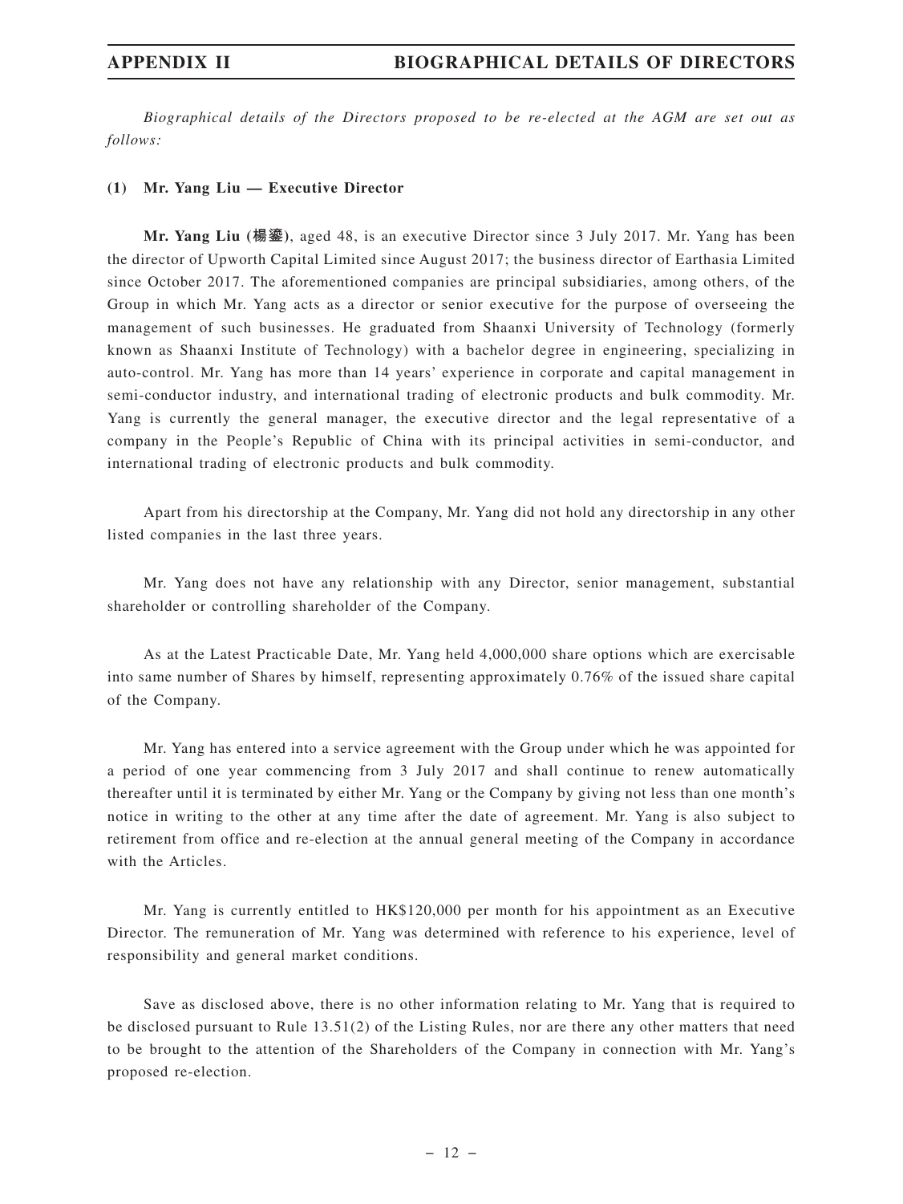# APPENDIX II — BIOGRAPHICAL DETAILS OF DIRECTORS

*Biographical details of the Directors proposed to be re-elected at the AGM are set out as follows:*

**(1) Mr. Yang Liu — Executive Director**

**Mr. Yang Liu (楊鎏)**, aged 48, is an executive Director since 3 July 2017. Mr. Yang has been the director of Upworth Capital Limited since August 2017; the business director of Earthasia Limited since October 2017. The aforementioned companies are principal subsidiaries, among others, of the Group in which Mr. Yang acts as a director or senior executive for the purpose of overseeing the management of such businesses. He graduated from Shaanxi University of Technology (formerly known as Shaanxi Institute of Technology) with a bachelor degree in engineering, specializing in auto-control. Mr. Yang has more than 14 years' experience in corporate and capital management in semi-conductor industry, and international trading of electronic products and bulk commodity. Mr. Yang is currently the general manager, the executive director and the legal representative of a company in the People's Republic of China with its principal activities in semi-conductor, and international trading of electronic products and bulk commodity.

Apart from his directorship at the Company, Mr. Yang did not hold any directorship in any other listed companies in the last three years.

Mr. Yang does not have any relationship with any Director, senior management, substantial shareholder or controlling shareholder of the Company.

As at the Latest Practicable Date, Mr. Yang held 4,000,000 share options which are exercisable into same number of Shares by himself, representing approximately 0.76% of the issued share capital of the Company.

Mr. Yang has entered into a service agreement with the Group under which he was appointed for a period of one year commencing from 3 July 2017 and shall continue to renew automatically thereafter until it is terminated by either Mr. Yang or the Company by giving not less than one month's notice in writing to the other at any time after the date of agreement. Mr. Yang is also subject to retirement from office and re-election at the annual general meeting of the Company in accordance with the Articles.

Mr. Yang is currently entitled to HK$120,000 per month for his appointment as an Executive Director. The remuneration of Mr. Yang was determined with reference to his experience, level of responsibility and general market conditions.

Save as disclosed above, there is no other information relating to Mr. Yang that is required to be disclosed pursuant to Rule 13.51(2) of the Listing Rules, nor are there any other matters that need to be brought to the attention of the Shareholders of the Company in connection with Mr. Yang's proposed re-election.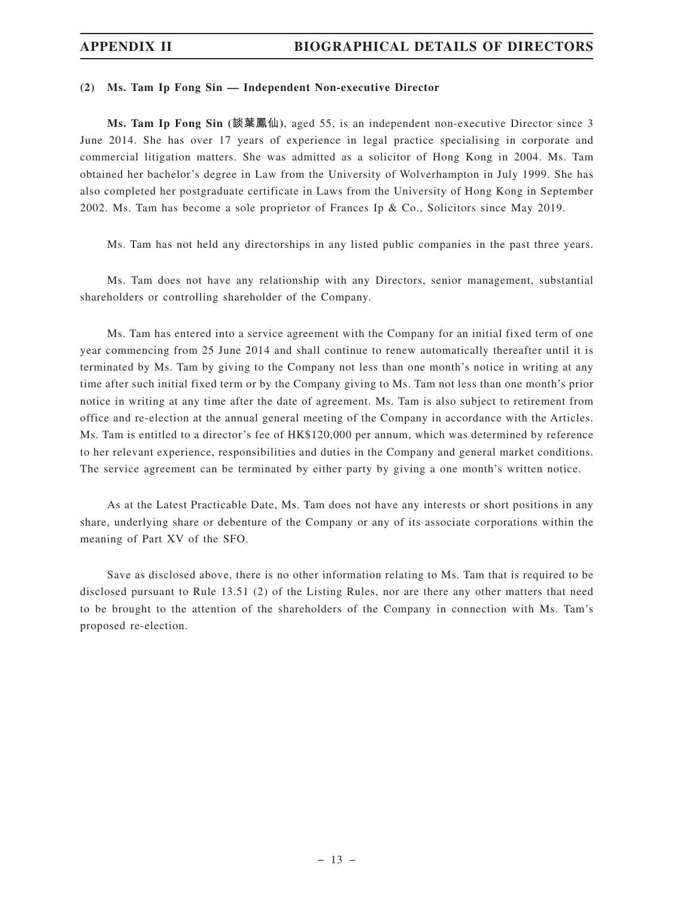**(2) Ms. Tam Ip Fong Sin — Independent Non-executive Director**

**Ms. Tam Ip Fong Sin (談葉鳳仙)**, aged 55, is an independent non-executive Director since 3 June 2014. She has over 17 years of experience in legal practice specialising in corporate and commercial litigation matters. She was admitted as a solicitor of Hong Kong in 2004. Ms. Tam obtained her bachelor's degree in Law from the University of Wolverhampton in July 1999. She has also completed her postgraduate certificate in Laws from the University of Hong Kong in September 2002. Ms. Tam has become a sole proprietor of Frances Ip & Co., Solicitors since May 2019.

Ms. Tam has not held any directorships in any listed public companies in the past three years.

Ms. Tam does not have any relationship with any Directors, senior management, substantial shareholders or controlling shareholder of the Company.

Ms. Tam has entered into a service agreement with the Company for an initial fixed term of one year commencing from 25 June 2014 and shall continue to renew automatically thereafter until it is terminated by Ms. Tam by giving to the Company not less than one month's notice in writing at any time after such initial fixed term or by the Company giving to Ms. Tam not less than one month's prior notice in writing at any time after the date of agreement. Ms. Tam is also subject to retirement from office and re-election at the annual general meeting of the Company in accordance with the Articles. Ms. Tam is entitled to a director's fee of HK$120,000 per annum, which was determined by reference to her relevant experience, responsibilities and duties in the Company and general market conditions. The service agreement can be terminated by either party by giving a one month's written notice.

As at the Latest Practicable Date, Ms. Tam does not have any interests or short positions in any share, underlying share or debenture of the Company or any of its associate corporations within the meaning of Part XV of the SFO.

Save as disclosed above, there is no other information relating to Ms. Tam that is required to be disclosed pursuant to Rule 13.51 (2) of the Listing Rules, nor are there any other matters that need to be brought to the attention of the shareholders of the Company in connection with Ms. Tam's proposed re-election.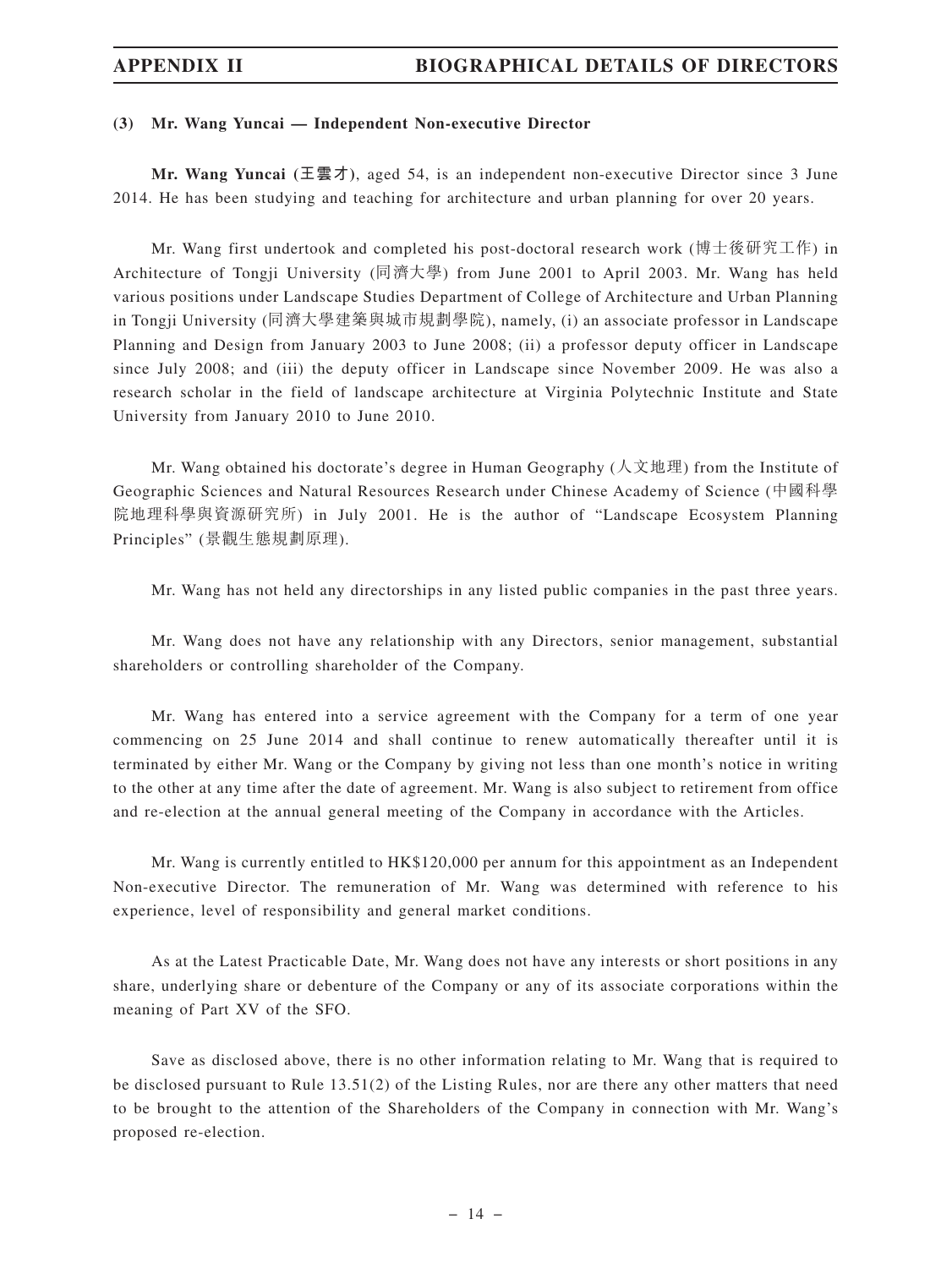### (3) Mr. Wang Yuncai — Independent Non-executive Director

**Mr. Wang Yuncai (王雲才)**, aged 54, is an independent non-executive Director since 3 June 2014. He has been studying and teaching for architecture and urban planning for over 20 years.

Mr. Wang first undertook and completed his post-doctoral research work (博士後研究工作) in Architecture of Tongji University (同濟大學) from June 2001 to April 2003. Mr. Wang has held various positions under Landscape Studies Department of College of Architecture and Urban Planning in Tongji University (同濟大學建築與城市規劃學院), namely, (i) an associate professor in Landscape Planning and Design from January 2003 to June 2008; (ii) a professor deputy officer in Landscape since July 2008; and (iii) the deputy officer in Landscape since November 2009. He was also a research scholar in the field of landscape architecture at Virginia Polytechnic Institute and State University from January 2010 to June 2010.

Mr. Wang obtained his doctorate's degree in Human Geography (人文地理) from the Institute of Geographic Sciences and Natural Resources Research under Chinese Academy of Science (中國科學院地理科學與資源研究所) in July 2001. He is the author of "Landscape Ecosystem Planning Principles" (景觀生態規劃原理).

Mr. Wang has not held any directorships in any listed public companies in the past three years.

Mr. Wang does not have any relationship with any Directors, senior management, substantial shareholders or controlling shareholder of the Company.

Mr. Wang has entered into a service agreement with the Company for a term of one year commencing on 25 June 2014 and shall continue to renew automatically thereafter until it is terminated by either Mr. Wang or the Company by giving not less than one month's notice in writing to the other at any time after the date of agreement. Mr. Wang is also subject to retirement from office and re-election at the annual general meeting of the Company in accordance with the Articles.

Mr. Wang is currently entitled to HK$120,000 per annum for this appointment as an Independent Non-executive Director. The remuneration of Mr. Wang was determined with reference to his experience, level of responsibility and general market conditions.

As at the Latest Practicable Date, Mr. Wang does not have any interests or short positions in any share, underlying share or debenture of the Company or any of its associate corporations within the meaning of Part XV of the SFO.

Save as disclosed above, there is no other information relating to Mr. Wang that is required to be disclosed pursuant to Rule 13.51(2) of the Listing Rules, nor are there any other matters that need to be brought to the attention of the Shareholders of the Company in connection with Mr. Wang's proposed re-election.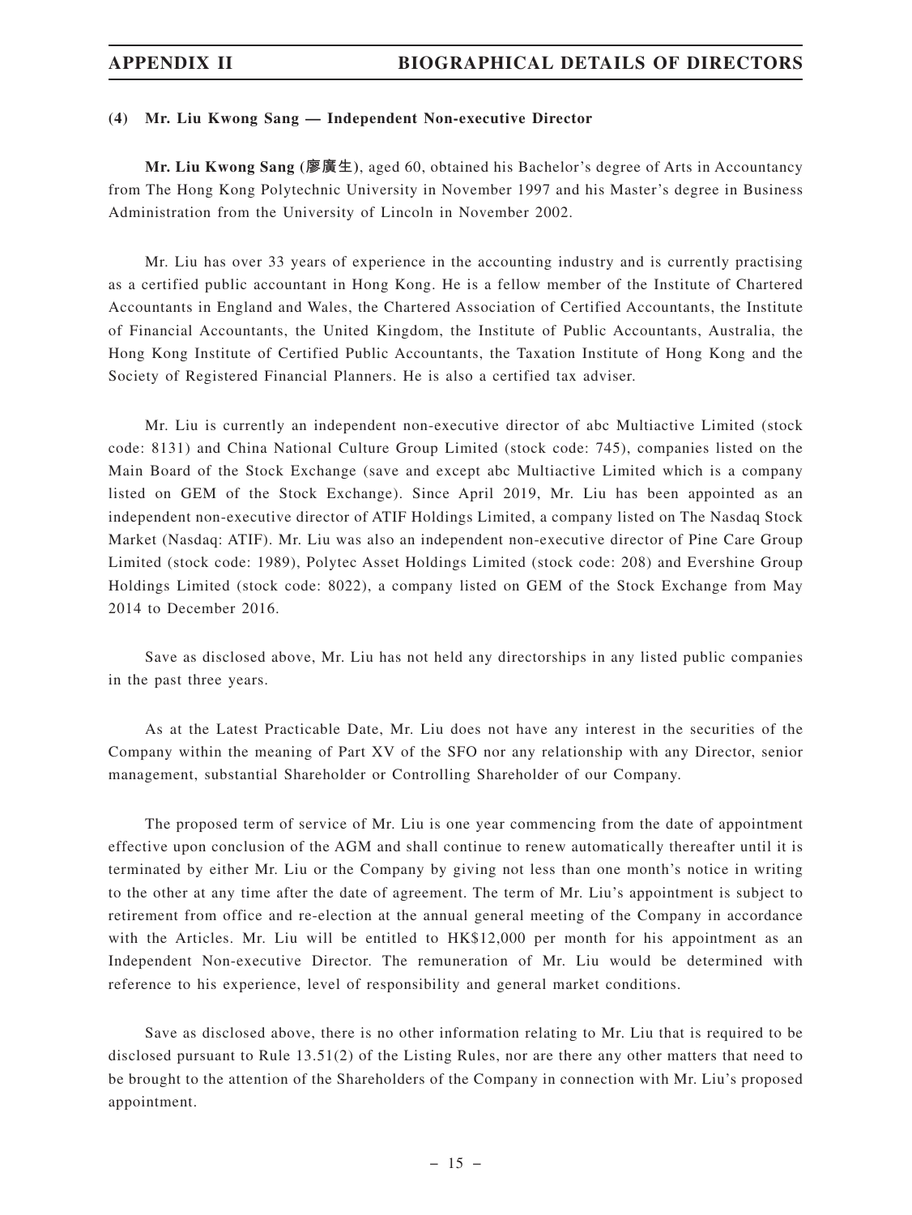#### (4) Mr. Liu Kwong Sang — Independent Non-executive Director

**Mr. Liu Kwong Sang (廖廣生)**, aged 60, obtained his Bachelor's degree of Arts in Accountancy from The Hong Kong Polytechnic University in November 1997 and his Master's degree in Business Administration from the University of Lincoln in November 2002.

Mr. Liu has over 33 years of experience in the accounting industry and is currently practising as a certified public accountant in Hong Kong. He is a fellow member of the Institute of Chartered Accountants in England and Wales, the Chartered Association of Certified Accountants, the Institute of Financial Accountants, the United Kingdom, the Institute of Public Accountants, Australia, the Hong Kong Institute of Certified Public Accountants, the Taxation Institute of Hong Kong and the Society of Registered Financial Planners. He is also a certified tax adviser.

Mr. Liu is currently an independent non-executive director of abc Multiactive Limited (stock code: 8131) and China National Culture Group Limited (stock code: 745), companies listed on the Main Board of the Stock Exchange (save and except abc Multiactive Limited which is a company listed on GEM of the Stock Exchange). Since April 2019, Mr. Liu has been appointed as an independent non-executive director of ATIF Holdings Limited, a company listed on The Nasdaq Stock Market (Nasdaq: ATIF). Mr. Liu was also an independent non-executive director of Pine Care Group Limited (stock code: 1989), Polytec Asset Holdings Limited (stock code: 208) and Evershine Group Holdings Limited (stock code: 8022), a company listed on GEM of the Stock Exchange from May 2014 to December 2016.

Save as disclosed above, Mr. Liu has not held any directorships in any listed public companies in the past three years.

As at the Latest Practicable Date, Mr. Liu does not have any interest in the securities of the Company within the meaning of Part XV of the SFO nor any relationship with any Director, senior management, substantial Shareholder or Controlling Shareholder of our Company.

The proposed term of service of Mr. Liu is one year commencing from the date of appointment effective upon conclusion of the AGM and shall continue to renew automatically thereafter until it is terminated by either Mr. Liu or the Company by giving not less than one month's notice in writing to the other at any time after the date of agreement. The term of Mr. Liu's appointment is subject to retirement from office and re-election at the annual general meeting of the Company in accordance with the Articles. Mr. Liu will be entitled to HK$12,000 per month for his appointment as an Independent Non-executive Director. The remuneration of Mr. Liu would be determined with reference to his experience, level of responsibility and general market conditions.

Save as disclosed above, there is no other information relating to Mr. Liu that is required to be disclosed pursuant to Rule 13.51(2) of the Listing Rules, nor are there any other matters that need to be brought to the attention of the Shareholders of the Company in connection with Mr. Liu's proposed appointment.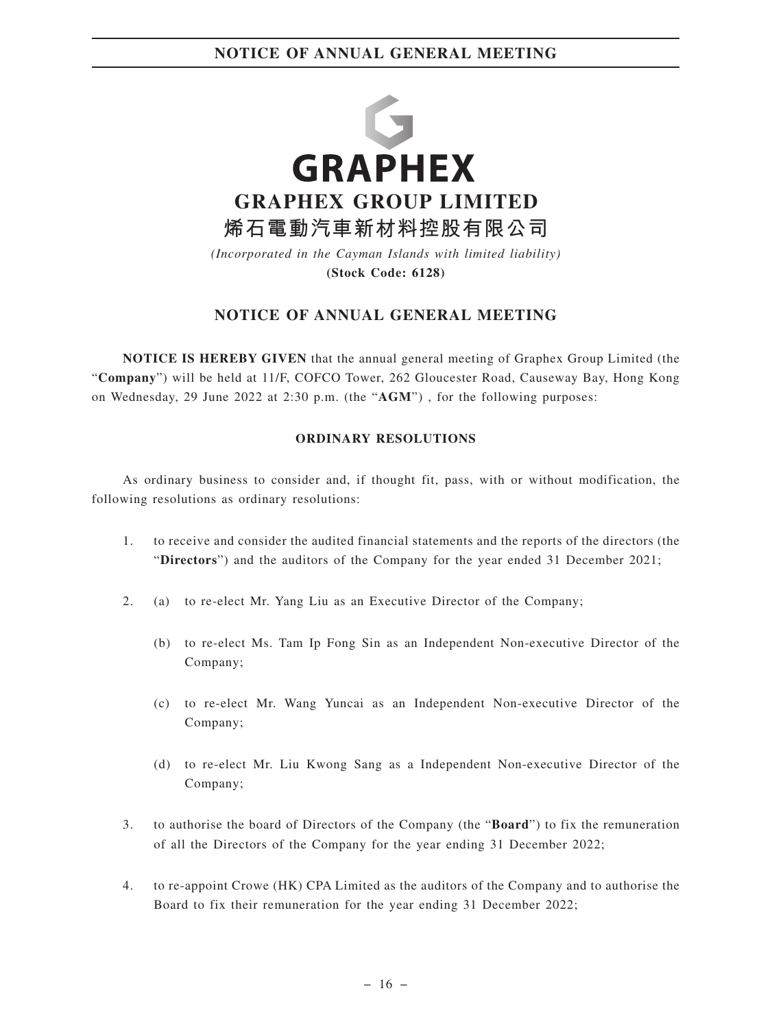# GRAPHEX

## GRAPHEX GROUP LIMITED

## 烯石電動汽車新材料控股有限公司

*(Incorporated in the Cayman Islands with limited liability)*

**(Stock Code: 6128)**

## NOTICE OF ANNUAL GENERAL MEETING

**NOTICE IS HEREBY GIVEN** that the annual general meeting of Graphex Group Limited (the "**Company**") will be held at 11/F, COFCO Tower, 262 Gloucester Road, Causeway Bay, Hong Kong on Wednesday, 29 June 2022 at 2:30 p.m. (the "**AGM**") , for the following purposes:

### ORDINARY RESOLUTIONS

As ordinary business to consider and, if thought fit, pass, with or without modification, the following resolutions as ordinary resolutions:

1. to receive and consider the audited financial statements and the reports of the directors (the "**Directors**") and the auditors of the Company for the year ended 31 December 2021;

2. (a) to re-elect Mr. Yang Liu as an Executive Director of the Company;

   (b) to re-elect Ms. Tam Ip Fong Sin as an Independent Non-executive Director of the Company;

   (c) to re-elect Mr. Wang Yuncai as an Independent Non-executive Director of the Company;

   (d) to re-elect Mr. Liu Kwong Sang as a Independent Non-executive Director of the Company;

3. to authorise the board of Directors of the Company (the "**Board**") to fix the remuneration of all the Directors of the Company for the year ending 31 December 2022;

4. to re-appoint Crowe (HK) CPA Limited as the auditors of the Company and to authorise the Board to fix their remuneration for the year ending 31 December 2022;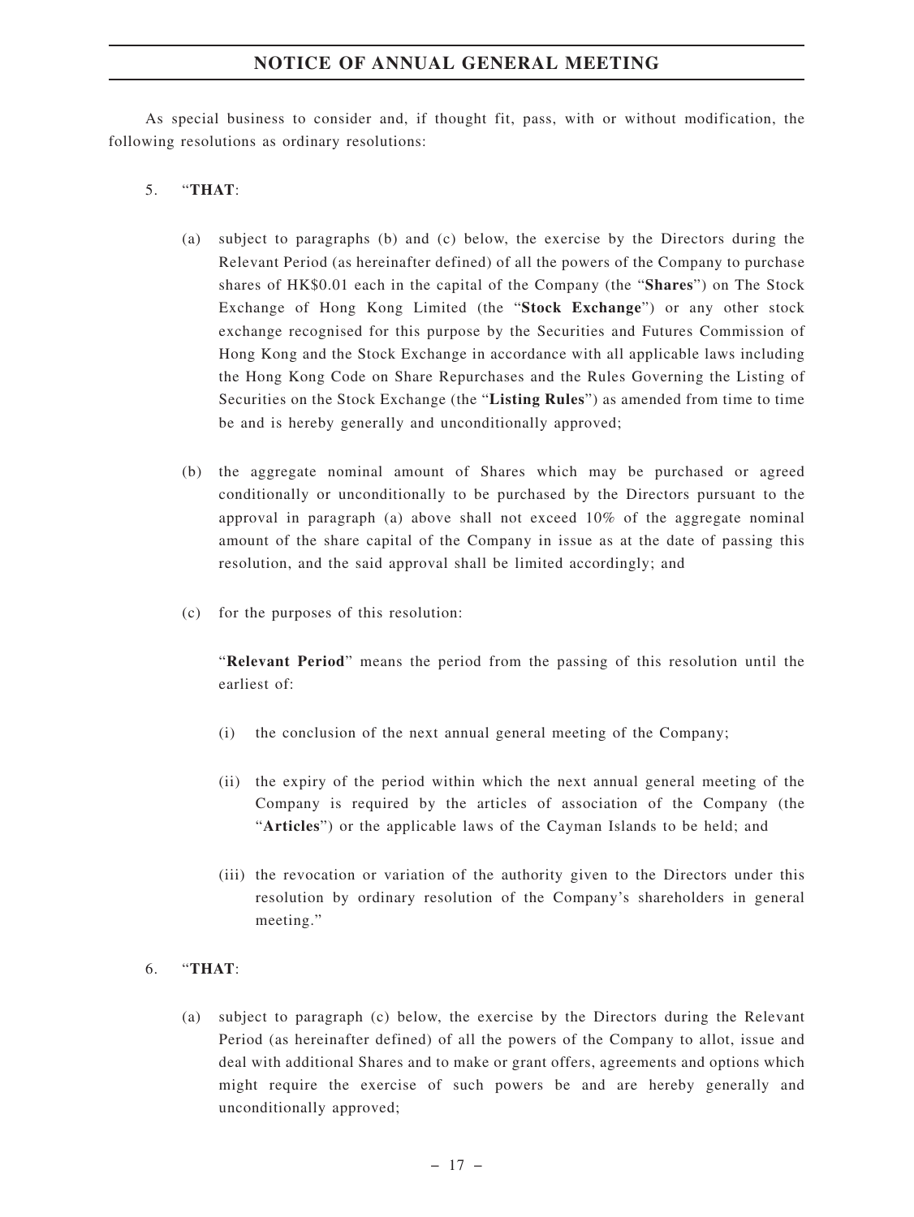As special business to consider and, if thought fit, pass, with or without modification, the following resolutions as ordinary resolutions:

5. "**THAT**:

   (a) subject to paragraphs (b) and (c) below, the exercise by the Directors during the Relevant Period (as hereinafter defined) of all the powers of the Company to purchase shares of HK$0.01 each in the capital of the Company (the "**Shares**") on The Stock Exchange of Hong Kong Limited (the "**Stock Exchange**") or any other stock exchange recognised for this purpose by the Securities and Futures Commission of Hong Kong and the Stock Exchange in accordance with all applicable laws including the Hong Kong Code on Share Repurchases and the Rules Governing the Listing of Securities on the Stock Exchange (the "**Listing Rules**") as amended from time to time be and is hereby generally and unconditionally approved;

   (b) the aggregate nominal amount of Shares which may be purchased or agreed conditionally or unconditionally to be purchased by the Directors pursuant to the approval in paragraph (a) above shall not exceed 10% of the aggregate nominal amount of the share capital of the Company in issue as at the date of passing this resolution, and the said approval shall be limited accordingly; and

   (c) for the purposes of this resolution:

   "**Relevant Period**" means the period from the passing of this resolution until the earliest of:

   (i) the conclusion of the next annual general meeting of the Company;

   (ii) the expiry of the period within which the next annual general meeting of the Company is required by the articles of association of the Company (the "**Articles**") or the applicable laws of the Cayman Islands to be held; and

   (iii) the revocation or variation of the authority given to the Directors under this resolution by ordinary resolution of the Company's shareholders in general meeting."

6. "**THAT**:

   (a) subject to paragraph (c) below, the exercise by the Directors during the Relevant Period (as hereinafter defined) of all the powers of the Company to allot, issue and deal with additional Shares and to make or grant offers, agreements and options which might require the exercise of such powers be and are hereby generally and unconditionally approved;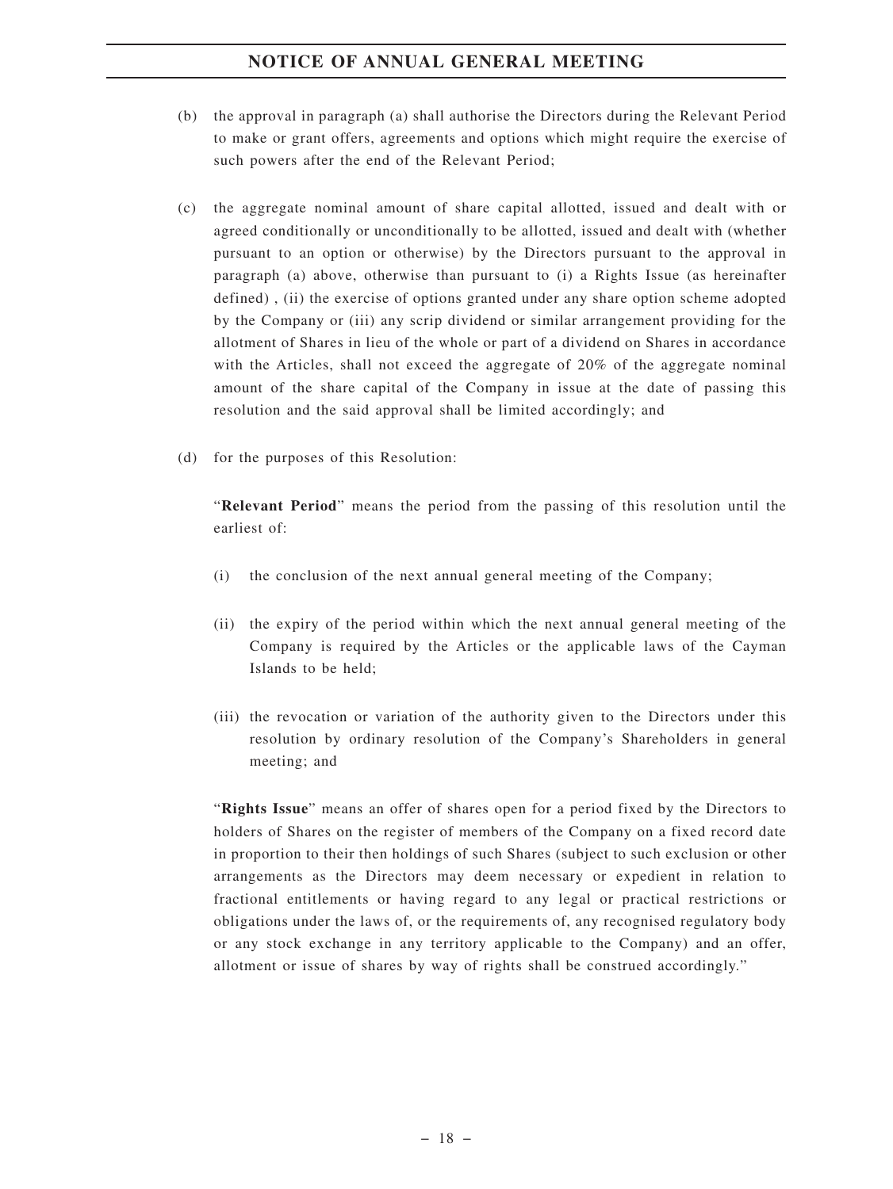(b) the approval in paragraph (a) shall authorise the Directors during the Relevant Period to make or grant offers, agreements and options which might require the exercise of such powers after the end of the Relevant Period;

(c) the aggregate nominal amount of share capital allotted, issued and dealt with or agreed conditionally or unconditionally to be allotted, issued and dealt with (whether pursuant to an option or otherwise) by the Directors pursuant to the approval in paragraph (a) above, otherwise than pursuant to (i) a Rights Issue (as hereinafter defined) , (ii) the exercise of options granted under any share option scheme adopted by the Company or (iii) any scrip dividend or similar arrangement providing for the allotment of Shares in lieu of the whole or part of a dividend on Shares in accordance with the Articles, shall not exceed the aggregate of 20% of the aggregate nominal amount of the share capital of the Company in issue at the date of passing this resolution and the said approval shall be limited accordingly; and

(d) for the purposes of this Resolution:

"**Relevant Period**" means the period from the passing of this resolution until the earliest of:

(i) the conclusion of the next annual general meeting of the Company;

(ii) the expiry of the period within which the next annual general meeting of the Company is required by the Articles or the applicable laws of the Cayman Islands to be held;

(iii) the revocation or variation of the authority given to the Directors under this resolution by ordinary resolution of the Company's Shareholders in general meeting; and

"**Rights Issue**" means an offer of shares open for a period fixed by the Directors to holders of Shares on the register of members of the Company on a fixed record date in proportion to their then holdings of such Shares (subject to such exclusion or other arrangements as the Directors may deem necessary or expedient in relation to fractional entitlements or having regard to any legal or practical restrictions or obligations under the laws of, or the requirements of, any recognised regulatory body or any stock exchange in any territory applicable to the Company) and an offer, allotment or issue of shares by way of rights shall be construed accordingly."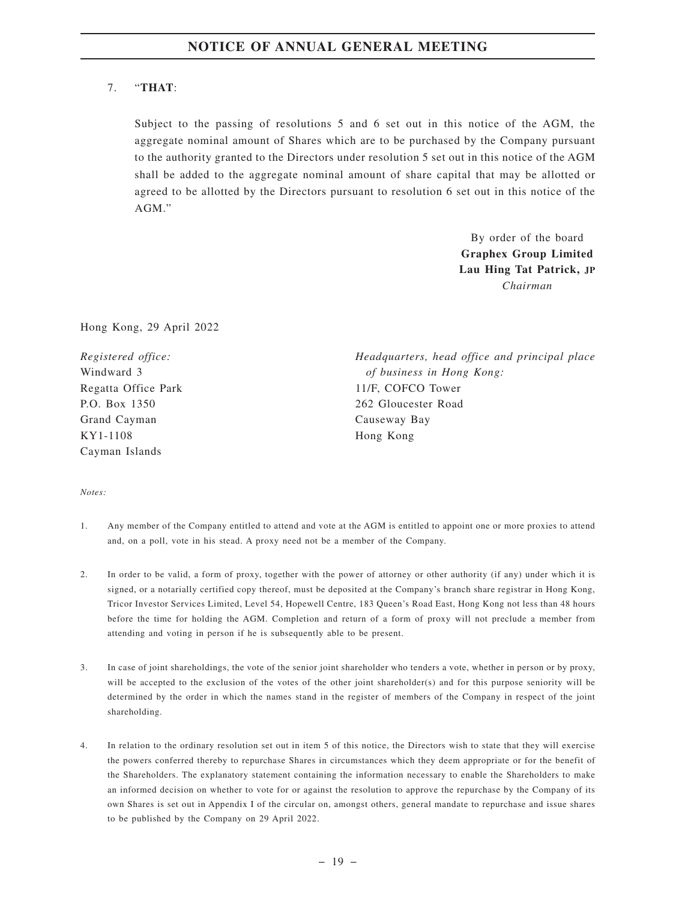7. "**THAT**:

   Subject to the passing of resolutions 5 and 6 set out in this notice of the AGM, the aggregate nominal amount of Shares which are to be purchased by the Company pursuant to the authority granted to the Directors under resolution 5 set out in this notice of the AGM shall be added to the aggregate nominal amount of share capital that may be allotted or agreed to be allotted by the Directors pursuant to resolution 6 set out in this notice of the AGM."

By order of the board
**Graphex Group Limited**
**Lau Hing Tat Patrick, JP**
*Chairman*

Hong Kong, 29 April 2022

*Registered office:*
Windward 3
Regatta Office Park
P.O. Box 1350
Grand Cayman
KY1-1108
Cayman Islands

*Headquarters, head office and principal place of business in Hong Kong:*
11/F, COFCO Tower
262 Gloucester Road
Causeway Bay
Hong Kong

*Notes:*

1. Any member of the Company entitled to attend and vote at the AGM is entitled to appoint one or more proxies to attend and, on a poll, vote in his stead. A proxy need not be a member of the Company.

2. In order to be valid, a form of proxy, together with the power of attorney or other authority (if any) under which it is signed, or a notarially certified copy thereof, must be deposited at the Company's branch share registrar in Hong Kong, Tricor Investor Services Limited, Level 54, Hopewell Centre, 183 Queen's Road East, Hong Kong not less than 48 hours before the time for holding the AGM. Completion and return of a form of proxy will not preclude a member from attending and voting in person if he is subsequently able to be present.

3. In case of joint shareholdings, the vote of the senior joint shareholder who tenders a vote, whether in person or by proxy, will be accepted to the exclusion of the votes of the other joint shareholder(s) and for this purpose seniority will be determined by the order in which the names stand in the register of members of the Company in respect of the joint shareholding.

4. In relation to the ordinary resolution set out in item 5 of this notice, the Directors wish to state that they will exercise the powers conferred thereby to repurchase Shares in circumstances which they deem appropriate or for the benefit of the Shareholders. The explanatory statement containing the information necessary to enable the Shareholders to make an informed decision on whether to vote for or against the resolution to approve the repurchase by the Company of its own Shares is set out in Appendix I of the circular on, amongst others, general mandate to repurchase and issue shares to be published by the Company on 29 April 2022.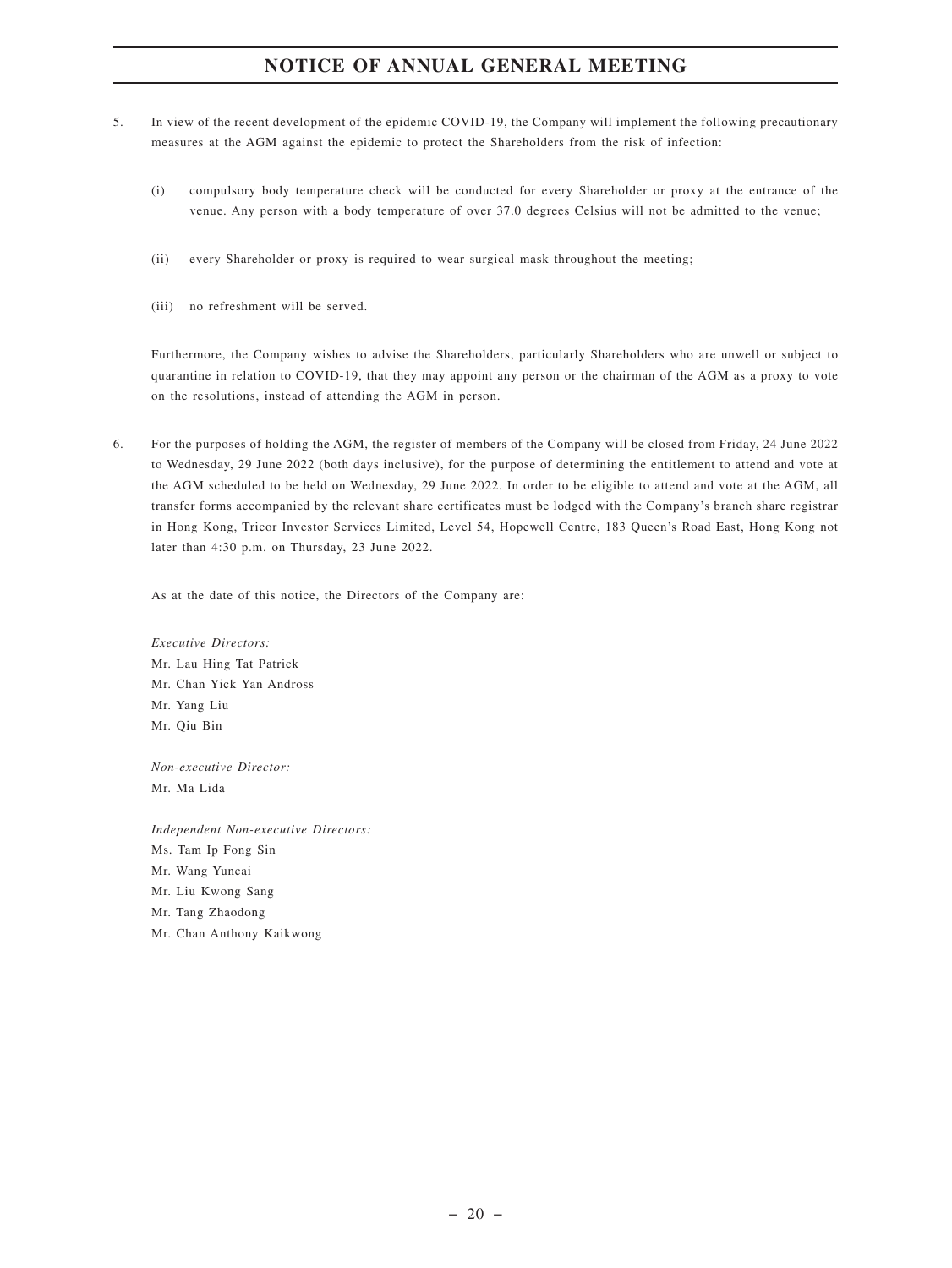# NOTICE OF ANNUAL GENERAL MEETING

5. In view of the recent development of the epidemic COVID-19, the Company will implement the following precautionary measures at the AGM against the epidemic to protect the Shareholders from the risk of infection:

   (i) compulsory body temperature check will be conducted for every Shareholder or proxy at the entrance of the venue. Any person with a body temperature of over 37.0 degrees Celsius will not be admitted to the venue;

   (ii) every Shareholder or proxy is required to wear surgical mask throughout the meeting;

   (iii) no refreshment will be served.

   Furthermore, the Company wishes to advise the Shareholders, particularly Shareholders who are unwell or subject to quarantine in relation to COVID-19, that they may appoint any person or the chairman of the AGM as a proxy to vote on the resolutions, instead of attending the AGM in person.

6. For the purposes of holding the AGM, the register of members of the Company will be closed from Friday, 24 June 2022 to Wednesday, 29 June 2022 (both days inclusive), for the purpose of determining the entitlement to attend and vote at the AGM scheduled to be held on Wednesday, 29 June 2022. In order to be eligible to attend and vote at the AGM, all transfer forms accompanied by the relevant share certificates must be lodged with the Company's branch share registrar in Hong Kong, Tricor Investor Services Limited, Level 54, Hopewell Centre, 183 Queen's Road East, Hong Kong not later than 4:30 p.m. on Thursday, 23 June 2022.

As at the date of this notice, the Directors of the Company are:

*Executive Directors:*
Mr. Lau Hing Tat Patrick
Mr. Chan Yick Yan Andross
Mr. Yang Liu
Mr. Qiu Bin

*Non-executive Director:*
Mr. Ma Lida

*Independent Non-executive Directors:*
Ms. Tam Ip Fong Sin
Mr. Wang Yuncai
Mr. Liu Kwong Sang
Mr. Tang Zhaodong
Mr. Chan Anthony Kaikwong